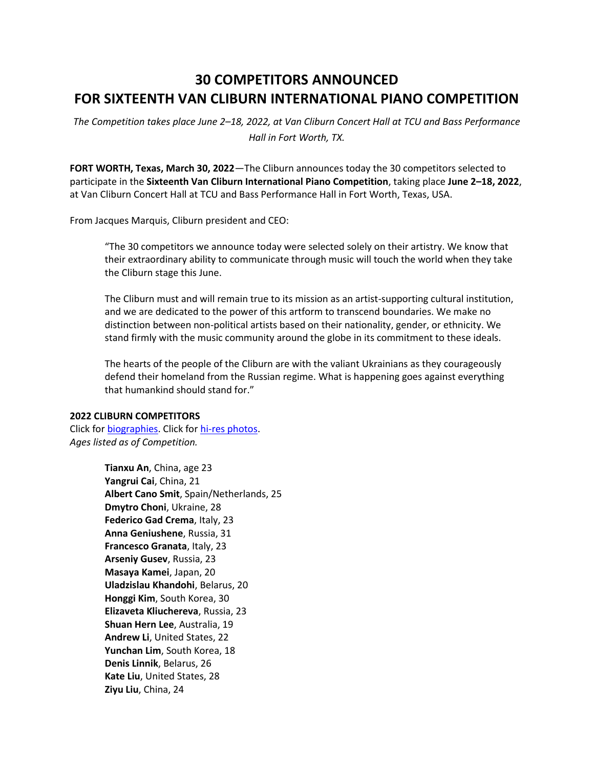# 30 COMPETITORS ANNOUNCED
# FOR SIXTEENTH VAN CLIBURN INTERNATIONAL PIANO COMPETITION

*The Competition takes place June 2–18, 2022, at Van Cliburn Concert Hall at TCU and Bass Performance Hall in Fort Worth, TX.*

**FORT WORTH, Texas, March 30, 2022**—The Cliburn announces today the 30 competitors selected to participate in the **Sixteenth Van Cliburn International Piano Competition**, taking place **June 2–18, 2022**, at Van Cliburn Concert Hall at TCU and Bass Performance Hall in Fort Worth, Texas, USA.

From Jacques Marquis, Cliburn president and CEO:

> "The 30 competitors we announce today were selected solely on their artistry. We know that their extraordinary ability to communicate through music will touch the world when they take the Cliburn stage this June.
>
> The Cliburn must and will remain true to its mission as an artist-supporting cultural institution, and we are dedicated to the power of this artform to transcend boundaries. We make no distinction between non-political artists based on their nationality, gender, or ethnicity. We stand firmly with the music community around the globe in its commitment to these ideals.
>
> The hearts of the people of the Cliburn are with the valiant Ukrainians as they courageously defend their homeland from the Russian regime. What is happening goes against everything that humankind should stand for."

**2022 CLIBURN COMPETITORS**
Click for biographies. Click for hi-res photos.
*Ages listed as of Competition.*

**Tianxu An**, China, age 23
**Yangrui Cai**, China, 21
**Albert Cano Smit**, Spain/Netherlands, 25
**Dmytro Choni**, Ukraine, 28
**Federico Gad Crema**, Italy, 23
**Anna Geniushene**, Russia, 31
**Francesco Granata**, Italy, 23
**Arseniy Gusev**, Russia, 23
**Masaya Kamei**, Japan, 20
**Uladzislau Khandohi**, Belarus, 20
**Honggi Kim**, South Korea, 30
**Elizaveta Kliuchereva**, Russia, 23
**Shuan Hern Lee**, Australia, 19
**Andrew Li**, United States, 22
**Yunchan Lim**, South Korea, 18
**Denis Linnik**, Belarus, 26
**Kate Liu**, United States, 28
**Ziyu Liu**, China, 24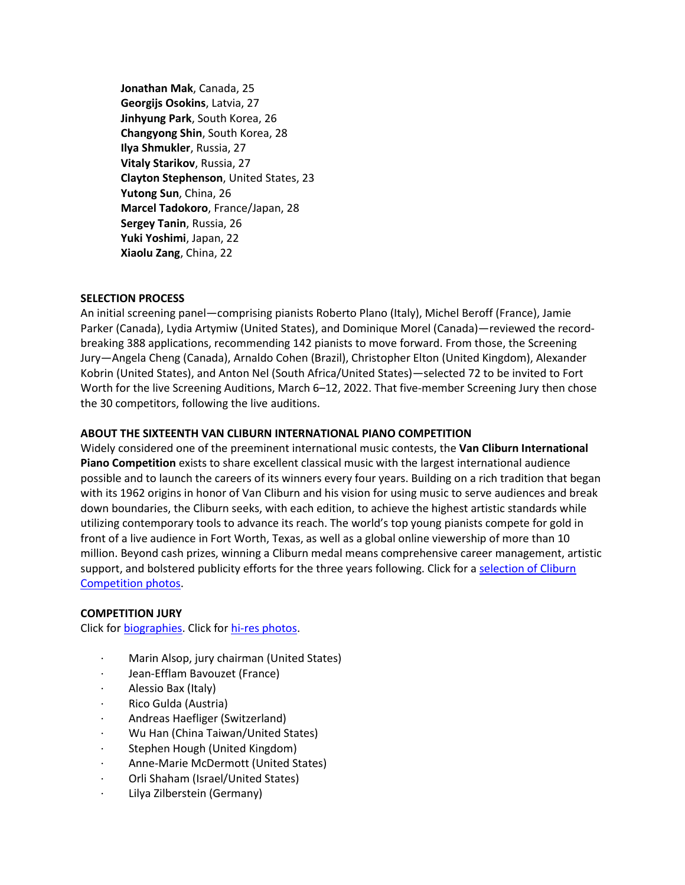**Jonathan Mak**, Canada, 25
**Georgijs Osokins**, Latvia, 27
**Jinhyung Park**, South Korea, 26
**Changyong Shin**, South Korea, 28
**Ilya Shmukler**, Russia, 27
**Vitaly Starikov**, Russia, 27
**Clayton Stephenson**, United States, 23
**Yutong Sun**, China, 26
**Marcel Tadokoro**, France/Japan, 28
**Sergey Tanin**, Russia, 26
**Yuki Yoshimi**, Japan, 22
**Xiaolu Zang**, China, 22

**SELECTION PROCESS**

An initial screening panel—comprising pianists Roberto Plano (Italy), Michel Beroff (France), Jamie Parker (Canada), Lydia Artymiw (United States), and Dominique Morel (Canada)—reviewed the record-breaking 388 applications, recommending 142 pianists to move forward. From those, the Screening Jury—Angela Cheng (Canada), Arnaldo Cohen (Brazil), Christopher Elton (United Kingdom), Alexander Kobrin (United States), and Anton Nel (South Africa/United States)—selected 72 to be invited to Fort Worth for the live Screening Auditions, March 6–12, 2022. That five-member Screening Jury then chose the 30 competitors, following the live auditions.

**ABOUT THE SIXTEENTH VAN CLIBURN INTERNATIONAL PIANO COMPETITION**

Widely considered one of the preeminent international music contests, the **Van Cliburn International Piano Competition** exists to share excellent classical music with the largest international audience possible and to launch the careers of its winners every four years. Building on a rich tradition that began with its 1962 origins in honor of Van Cliburn and his vision for using music to serve audiences and break down boundaries, the Cliburn seeks, with each edition, to achieve the highest artistic standards while utilizing contemporary tools to advance its reach. The world's top young pianists compete for gold in front of a live audience in Fort Worth, Texas, as well as a global online viewership of more than 10 million. Beyond cash prizes, winning a Cliburn medal means comprehensive career management, artistic support, and bolstered publicity efforts for the three years following. Click for a selection of Cliburn Competition photos.

**COMPETITION JURY**

Click for biographies. Click for hi-res photos.

- Marin Alsop, jury chairman (United States)
- Jean-Efflam Bavouzet (France)
- Alessio Bax (Italy)
- Rico Gulda (Austria)
- Andreas Haefliger (Switzerland)
- Wu Han (China Taiwan/United States)
- Stephen Hough (United Kingdom)
- Anne-Marie McDermott (United States)
- Orli Shaham (Israel/United States)
- Lilya Zilberstein (Germany)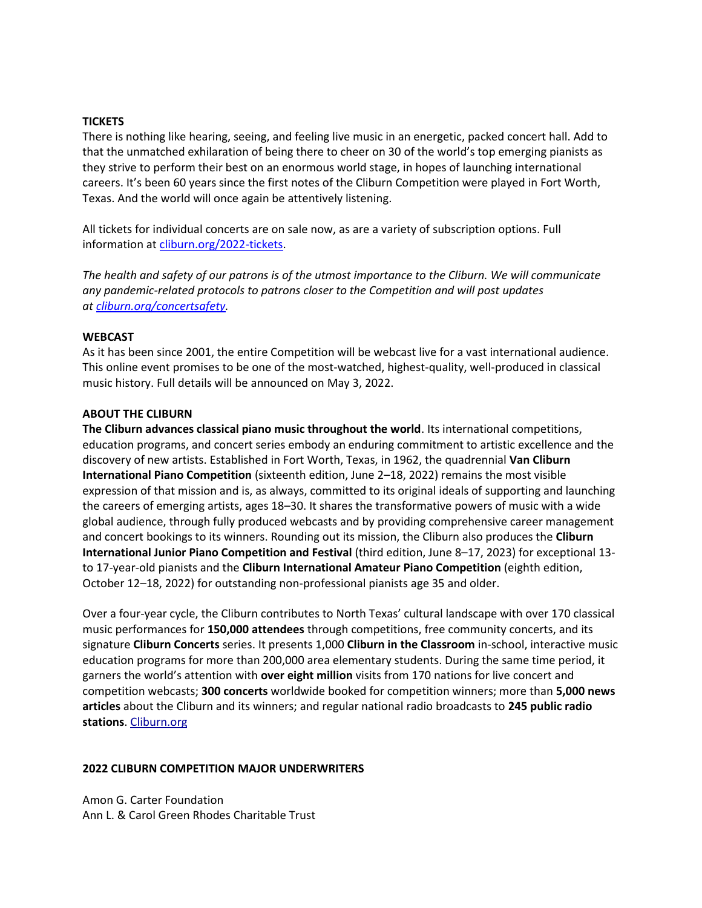**TICKETS**

There is nothing like hearing, seeing, and feeling live music in an energetic, packed concert hall. Add to that the unmatched exhilaration of being there to cheer on 30 of the world's top emerging pianists as they strive to perform their best on an enormous world stage, in hopes of launching international careers. It's been 60 years since the first notes of the Cliburn Competition were played in Fort Worth, Texas. And the world will once again be attentively listening.

All tickets for individual concerts are on sale now, as are a variety of subscription options. Full information at [cliburn.org/2022-tickets](cliburn.org/2022-tickets).

*The health and safety of our patrons is of the utmost importance to the Cliburn. We will communicate any pandemic-related protocols to patrons closer to the Competition and will post updates at [cliburn.org/concertsafety](cliburn.org/concertsafety).*

**WEBCAST**

As it has been since 2001, the entire Competition will be webcast live for a vast international audience. This online event promises to be one of the most-watched, highest-quality, well-produced in classical music history. Full details will be announced on May 3, 2022.

**ABOUT THE CLIBURN**

**The Cliburn advances classical piano music throughout the world**. Its international competitions, education programs, and concert series embody an enduring commitment to artistic excellence and the discovery of new artists. Established in Fort Worth, Texas, in 1962, the quadrennial **Van Cliburn International Piano Competition** (sixteenth edition, June 2–18, 2022) remains the most visible expression of that mission and is, as always, committed to its original ideals of supporting and launching the careers of emerging artists, ages 18–30. It shares the transformative powers of music with a wide global audience, through fully produced webcasts and by providing comprehensive career management and concert bookings to its winners. Rounding out its mission, the Cliburn also produces the **Cliburn International Junior Piano Competition and Festival** (third edition, June 8–17, 2023) for exceptional 13- to 17-year-old pianists and the **Cliburn International Amateur Piano Competition** (eighth edition, October 12–18, 2022) for outstanding non-professional pianists age 35 and older.

Over a four-year cycle, the Cliburn contributes to North Texas' cultural landscape with over 170 classical music performances for **150,000 attendees** through competitions, free community concerts, and its signature **Cliburn Concerts** series. It presents 1,000 **Cliburn in the Classroom** in-school, interactive music education programs for more than 200,000 area elementary students. During the same time period, it garners the world's attention with **over eight million** visits from 170 nations for live concert and competition webcasts; **300 concerts** worldwide booked for competition winners; more than **5,000 news articles** about the Cliburn and its winners; and regular national radio broadcasts to **245 public radio stations**. [Cliburn.org](Cliburn.org)

**2022 CLIBURN COMPETITION MAJOR UNDERWRITERS**

Amon G. Carter Foundation
Ann L. & Carol Green Rhodes Charitable Trust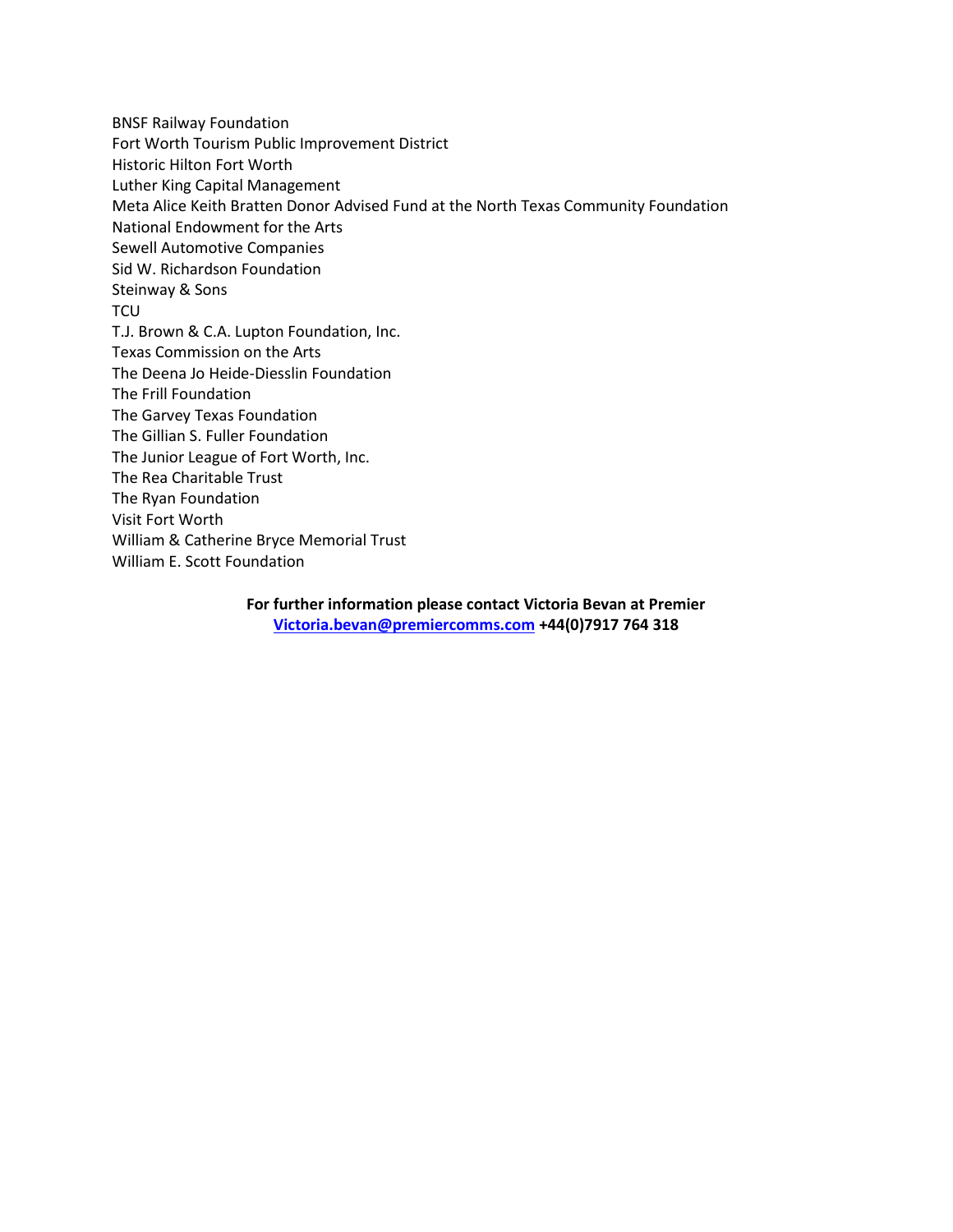BNSF Railway Foundation
Fort Worth Tourism Public Improvement District
Historic Hilton Fort Worth
Luther King Capital Management
Meta Alice Keith Bratten Donor Advised Fund at the North Texas Community Foundation
National Endowment for the Arts
Sewell Automotive Companies
Sid W. Richardson Foundation
Steinway & Sons
TCU
T.J. Brown & C.A. Lupton Foundation, Inc.
Texas Commission on the Arts
The Deena Jo Heide-Diesslin Foundation
The Frill Foundation
The Garvey Texas Foundation
The Gillian S. Fuller Foundation
The Junior League of Fort Worth, Inc.
The Rea Charitable Trust
The Ryan Foundation
Visit Fort Worth
William & Catherine Bryce Memorial Trust
William E. Scott Foundation

**For further information please contact Victoria Bevan at Premier**
**[Victoria.bevan@premiercomms.com](mailto:Victoria.bevan@premiercomms.com) +44(0)7917 764 318**